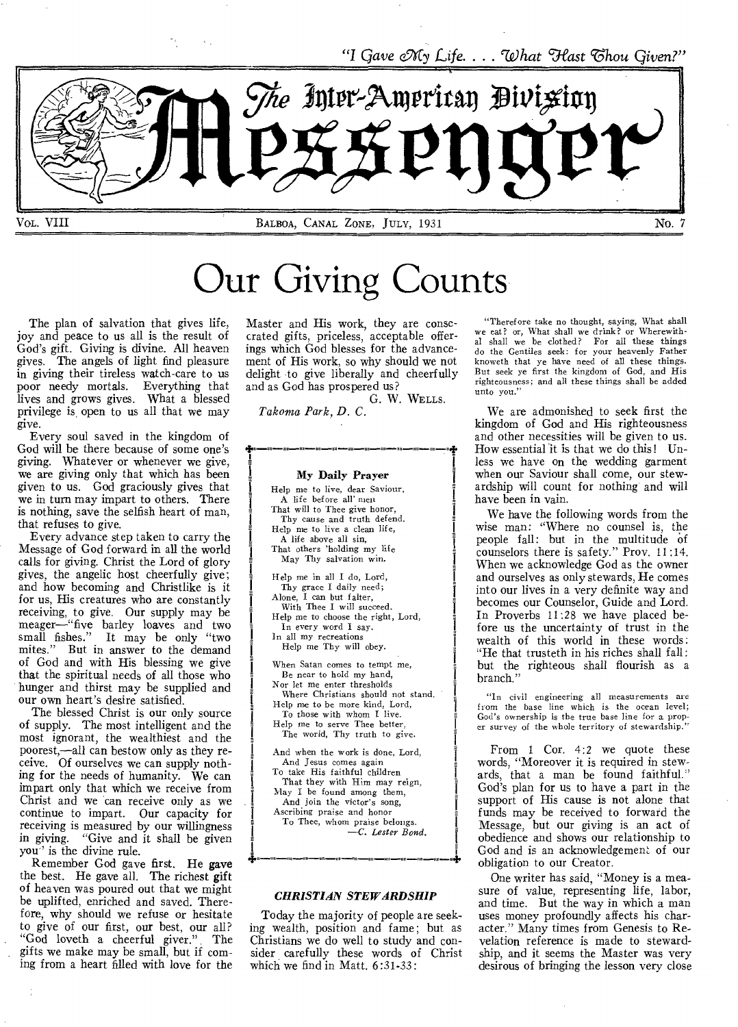"I Gave My Life. . . . What Hast Thou Given?"

# The Inter-American Division Messenger

VOL. VIII BALBOA, CANAL ZONE, JULY, 1931 No. 7

# Our Giving Counts

The plan of salvation that gives life, joy and peace to us all is the result of God's gift. Giving is divine. All heaven gives. The angels of light find pleasure in giving their tireless watch-care to us poor needy mortals. Everything that lives and grows gives. What a blessed privilege is open to us all that we may give.

Every soul saved in the kingdom of God will be there because of some one's giving. Whatever or whenever we give, we are giving only that which has been given to us. God graciously gives that we in turn may impart to others. There is nothing, save the selfish heart of man, that refuses to give.

Every advance step taken to carry the Message of God forward in all the world calls for giving. Christ the Lord of glory gives, the angelic host cheerfully give; and how becoming and Christlike is it for us, His creatures who are constantly receiving, to give. Our supply may be meager—"five barley loaves and two small fishes." It may be only "two mites." But in answer to the demand of God and with His blessing we give that the spiritual needs of all those who hunger and thirst may be supplied and our own heart's desire satisfied.

The blessed Christ is our only source of supply. The most intelligent and the most ignorant, the wealthiest and the poorest,—all can bestow only as they receive. Of ourselves we can supply nothing for the needs of humanity. We can impart only that which we receive from Christ and we can receive only as we continue to impart. Our capacity for receiving is measured by our willingness in giving. "Give and it shall be given you" is the divine rule.

Remember God gave first. He gave the best. He gave all. The richest gift of heaven was poured out that we might be uplifted, enriched and saved. Therefore, why should we refuse or hesitate to give of our first, our best, our all? "God loveth a cheerful giver." The gifts we make may be small, but if coming from a heart filled with love for the Master and His work, they are consecrated gifts, priceless, acceptable offerings which God blesses for the advancement of His work, so why should we not delight to give liberally and cheerfully and as God has prospered us?

G. W. WELLS.

*Takoma Park, D. C.*

---

**My Daily Prayer**

Help me to live, dear Saviour,
A life before all men
That will to Thee give honor,
Thy cause and truth defend.
Help me to live a clean life,
A life above all sin,
That others 'holding my life
May Thy salvation win.

Help me in all I do, Lord,
Thy grace I daily need;
Alone, I can but falter,
With Thee I will succeed.
Help me to choose the right, Lord,
In every word I say.
In all my recreations
Help me Thy will obey.

When Satan comes to tempt me,
Be near to hold my hand,
Nor let me enter thresholds
Where Christians should not stand.
Help me to be more kind, Lord,
To those with whom I live.
Help me to serve Thee better,
The world, Thy truth to give.

And when the work is done, Lord,
And Jesus comes again
To take His faithful children
That they with Him may reign,
May I be found among them,
And join the victor's song,
Ascribing praise and honor
To Thee, whom praise belongs.

—*C. Lester Bond.*

---

### *CHRISTIAN STEWARDSHIP*

Today the majority of people are seeking wealth, position and fame; but as Christians we do well to study and consider carefully these words of Christ which we find in Matt. 6:31-33:

"Therefore take no thought, saying, What shall we eat? or, What shall we drink? or Wherewithal shall we be clothed? For all these things do the Gentiles seek: for your heavenly Father knoweth that ye have need of all these things. But seek ye first the kingdom of God, and His righteousness; and all these things shall be added unto you."

We are admonished to seek first the kingdom of God and His righteousness and other necessities will be given to us. How essential it is that we do this! Unless we have on the wedding garment when our Saviour shall come, our stewardship will count for nothing and will have been in vain.

We have the following words from the wise man: "Where no counsel is, the people fall: but in the multitude of counselors there is safety." Prov. 11:14. When we acknowledge God as the owner and ourselves as only stewards, He comes into our lives in a very definite way and becomes our Counselor, Guide and Lord. In Proverbs 11:28 we have placed before us the uncertainty of trust in the wealth of this world in these words: "He that trusteth in his riches shall fall: but the righteous shall flourish as a branch."

"In civil engineering all measurements are from the base line which is the ocean level; God's ownership is the true base line for a proper survey of the whole territory of stewardship."

From 1 Cor. 4:2 we quote these words, "Moreover it is required in stewards, that a man be found faithful." God's plan for us to have a part in the support of His cause is not alone that funds may be received to forward the Message, but our giving is an act of obedience and shows our relationship to God and is an acknowledgement of our obligation to our Creator.

One writer has said, "Money is a measure of value, representing life, labor, and time. But the way in which a man uses money profoundly affects his character." Many times from Genesis to Revelation reference is made to stewardship, and it seems the Master was very desirous of bringing the lesson very close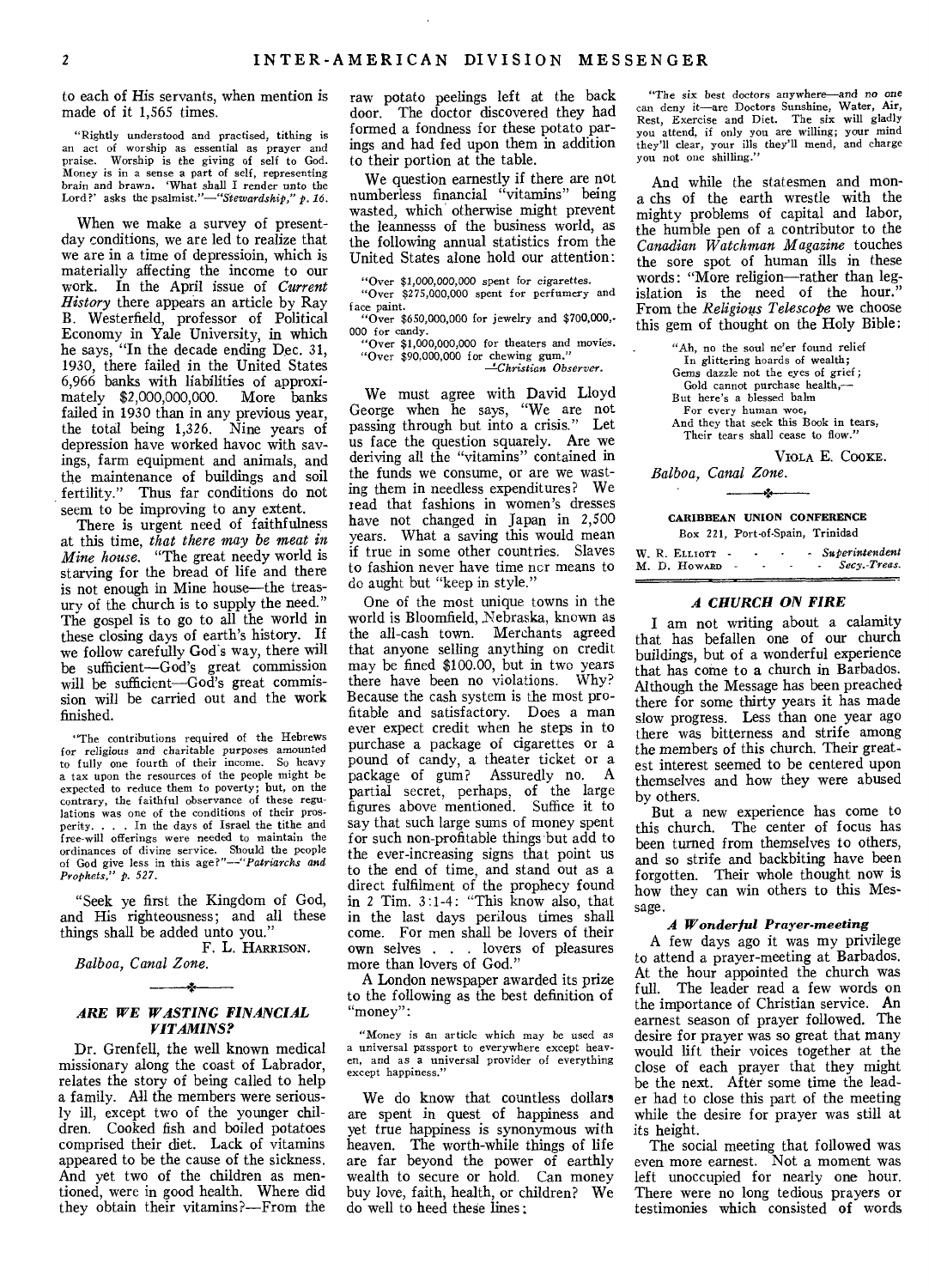to each of His servants, when mention is made of it 1,565 times.

"Rightly understood and practised, tithing is an act of worship as essential as prayer and praise. Worship is the giving of self to God. Money is in a sense a part of self, representing brain and brawn. 'What shall I render unto the Lord?' asks the psalmist."—*"Stewardship," p. 16.*

When we make a survey of present-day conditions, we are led to realize that we are in a time of depressioin, which is materially affecting the income to our work. In the April issue of *Current History* there appears an article by Ray B. Westerfield, professor of Political Economy in Yale University, in which he says, "In the decade ending Dec. 31, 1930, there failed in the United States 6,966 banks with liabilities of approximately $2,000,000,000. More banks failed in 1930 than in any previous year, the total being 1,326. Nine years of depression have worked havoc with savings, farm equipment and animals, and the maintenance of buildings and soil fertility." Thus far conditions do not seem to be improving to any extent.

There is urgent need of faithfulness at this time, *that there may be meat in Mine house.* "The great needy world is starving for the bread of life and there is not enough in Mine house—the treasury of the church is to supply the need." The gospel is to go to all the world in these closing days of earth's history. If we follow carefully God's way, there will be sufficient—God's great commission will be sufficient—God's great commission will be carried out and the work finished.

"The contributions required of the Hebrews for religious and charitable purposes amounted to fully one fourth of their income. So heavy a tax upon the resources of the people might be expected to reduce them to poverty; but, on the contrary, the faithful observance of these regulations was one of the conditions of their prosperity. . . . In the days of Israel the tithe and free-will offerings were needed to maintain the ordinances of divine service. Should the people of God give less in this age?"—*"Patriarchs and Prophets," p. 527.*

"Seek ye first the Kingdom of God, and His righteousness; and all these things shall be added unto you."

F. L. HARRISON.

*Balboa, Canal Zone.*

### *ARE WE WASTING FINANCIAL VITAMINS?*

Dr. Grenfell, the well known medical missionary along the coast of Labrador, relates the story of being called to help a family. All the members were seriously ill, except two of the younger children. Cooked fish and boiled potatoes comprised their diet. Lack of vitamins appeared to be the cause of the sickness. And yet two of the children as mentioned, were in good health. Where did they obtain their vitamins?—From the raw potato peelings left at the back door. The doctor discovered they had formed a fondness for these potato parings and had fed upon them in addition to their portion at the table.

We question earnestly if there are not numberless financial "vitamins" being wasted, which otherwise might prevent the leanness of the business world, as the following annual statistics from the United States alone hold our attention:

"Over $1,000,000,000 spent for cigarettes.
"Over $275,000,000 spent for perfumery and face paint.
"Over $650,000,000 for jewelry and $700,000,000 for candy.
"Over $1,000,000,000 for theaters and movies.
"Over $90,000,000 for chewing gum."
—*Christian Observer.*

We must agree with David Lloyd George when he says, "We are not passing through but into a crisis." Let us face the question squarely. Are we deriving all the "vitamins" contained in the funds we consume, or are we wasting them in needless expenditures? We read that fashions in women's dresses have not changed in Japan in 2,500 years. What a saving this would mean if true in some other countries. Slaves to fashion never have time nor means to do aught but "keep in style."

One of the most unique towns in the world is Bloomfield, Nebraska, known as the all-cash town. Merchants agreed that anyone selling anything on credit may be fined $100.00, but in two years there have been no violations. Why? Because the cash system is the most profitable and satisfactory. Does a man ever expect credit when he steps in to purchase a package of cigarettes or a pound of candy, a theater ticket or a package of gum? Assuredly no. A partial secret, perhaps, of the large figures above mentioned. Suffice it to say that such large sums of money spent for such non-profitable things but add to the ever-increasing signs that point us to the end of time, and stand out as a direct fulfilment of the prophecy found in 2 Tim. 3:1-4: "This know also, that in the last days perilous times shall come. For men shall be lovers of their own selves . . . lovers of pleasures more than lovers of God."

A London newspaper awarded its prize to the following as the best definition of "money":

"Money is an article which may be used as a universal passport to everywhere except heaven, and as a universal provider of everything except happiness."

We do know that countless dollars are spent in quest of happiness and yet true happiness is synonymous with heaven. The worth-while things of life are far beyond the power of earthly wealth to secure or hold. Can money buy love, faith, health, or children? We do well to heed these lines:

"The six best doctors anywhere—and no one can deny it—are Doctors Sunshine, Water, Air, Rest, Exercise and Diet. The six will gladly you attend, if only you are willing; your mind they'll clear, your ills they'll mend, and charge you not one shilling."

And while the statesmen and monarchs of the earth wrestle with the mighty problems of capital and labor, the humble pen of a contributor to the *Canadian Watchman Magazine* touches the sore spot of human ills in these words: "More religion—rather than legislation is the need of the hour." From the *Religious Telescope* we choose this gem of thought on the Holy Bible:

"Ah, no the soul ne'er found relief
In glittering hoards of wealth;
Gems dazzle not the eyes of grief;
Gold cannot purchase health,—
But here's a blessed balm
For every human woe,
And they that seek this Book in tears,
Their tears shall cease to flow."

VIOLA E. COOKE.

*Balboa, Canal Zone.*

**CARIBBEAN UNION CONFERENCE**
Box 221, Port-of-Spain, Trinidad

W. R. ELLIOTT - - - - *Superintendent*
M. D. HOWARD - - - - *Secy.-Treas.*

### *A CHURCH ON FIRE*

I am not writing about a calamity that has befallen one of our church buildings, but of a wonderful experience that has come to a church in Barbados. Although the Message has been preached there for some thirty years it has made slow progress. Less than one year ago there was bitterness and strife among the members of this church. Their greatest interest seemed to be centered upon themselves and how they were abused by others.

But a new experience has come to this church. The center of focus has been turned from themselves to others, and so strife and backbiting have been forgotten. Their whole thought now is how they can win others to this Message.

#### *A Wonderful Prayer-meeting*

A few days ago it was my privilege to attend a prayer-meeting at Barbados. At the hour appointed the church was full. The leader read a few words on the importance of Christian service. An earnest season of prayer followed. The desire for prayer was so great that many would lift their voices together at the close of each prayer that they might be the next. After some time the leader had to close this part of the meeting while the desire for prayer was still at its height.

The social meeting that followed was even more earnest. Not a moment was left unoccupied for nearly one hour. There were no long tedious prayers or testimonies which consisted of words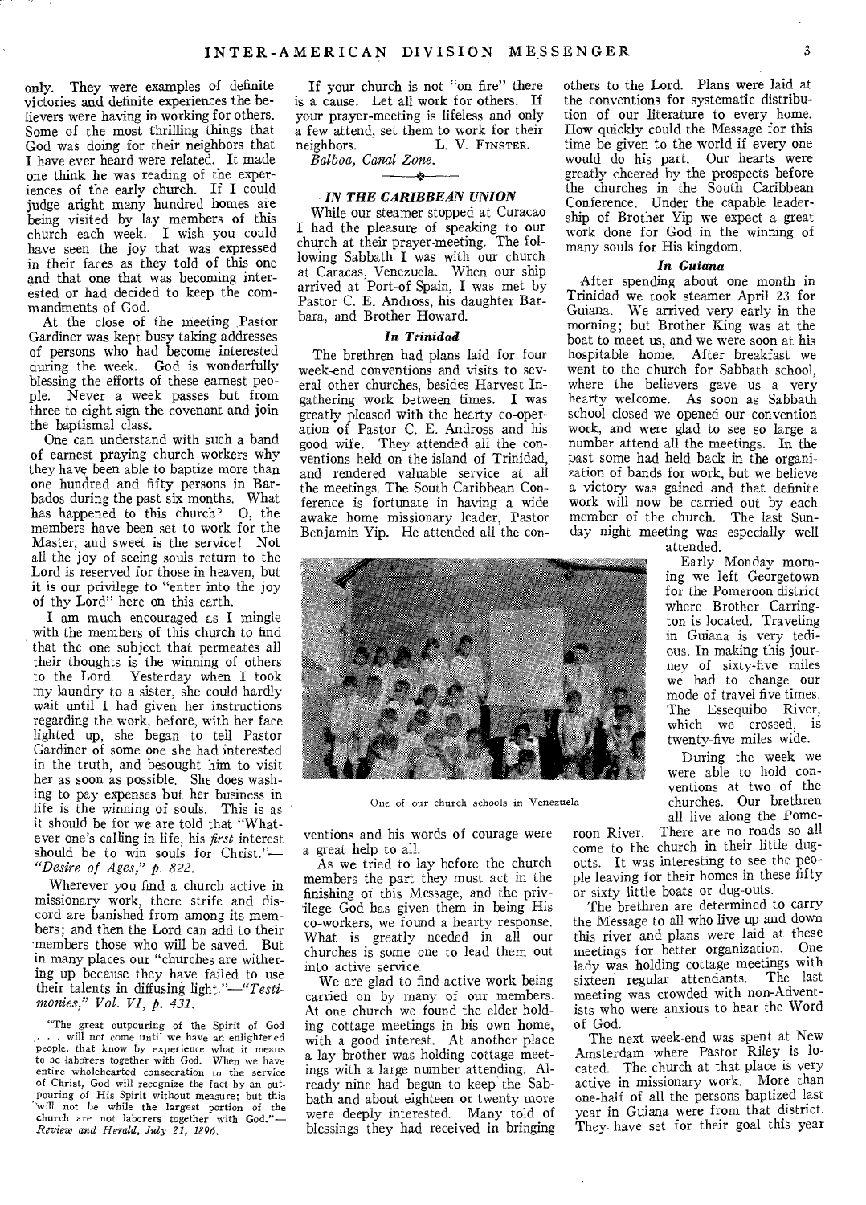only. They were examples of definite victories and definite experiences the believers were having in working for others. Some of the most thrilling things that God was doing for their neighbors that I have ever heard were related. It made one think he was reading of the experiences of the early church. If I could judge aright many hundred homes are being visited by lay members of this church each week. I wish you could have seen the joy that was expressed in their faces as they told of this one and that one that was becoming interested or had decided to keep the commandments of God.

At the close of the meeting Pastor Gardiner was kept busy taking addresses of persons who had become interested during the week. God is wonderfully blessing the efforts of these earnest people. Never a week passes but from three to eight sign the covenant and join the baptismal class.

One can understand with such a band of earnest praying church workers why they have been able to baptize more than one hundred and fifty persons in Barbados during the past six months. What has happened to this church? O, the members have been set to work for the Master, and sweet is the service! Not all the joy of seeing souls return to the Lord is reserved for those in heaven, but it is our privilege to "enter into the joy of thy Lord" here on this earth.

I am much encouraged as I mingle with the members of this church to find that the one subject that permeates all their thoughts is the winning of others to the Lord. Yesterday when I took my laundry to a sister, she could hardly wait until I had given her instructions regarding the work, before, with her face lighted up, she began to tell Pastor Gardiner of some one she had interested in the truth, and besought him to visit her as soon as possible. She does washing to pay expenses but her business in life is the winning of souls. This is as it should be for we are told that "Whatever one's calling in life, his *first* interest should be to win souls for Christ."—*"Desire of Ages," p. 822.*

Wherever you find a church active in missionary work, there strife and discord are banished from among its members; and then the Lord can add to their members those who will be saved. But in many places our "churches are withering up because they have failed to use their talents in diffusing light."—*"Testimonies," Vol. VI, p. 431.*

"The great outpouring of the Spirit of God . . . will not come until we have an enlightened people, that know by experience what it means to be laborers together with God. When we have entire wholehearted consecration to the service of Christ, God will recognize the fact by an outpouring of His Spirit without measure; but this will not be while the largest portion of the church are not laborers together with God."—*Review and Herald, July 21, 1896.*

If your church is not "on fire" there is a cause. Let all work for others. If your prayer-meeting is lifeless and only a few attend, set them to work for their neighbors. L. V. FINSTER.

*Balboa, Canal Zone.*

## IN THE CARIBBEAN UNION

While our steamer stopped at Curacao I had the pleasure of speaking to our church at their prayer-meeting. The following Sabbath I was with our church at Caracas, Venezuela. When our ship arrived at Port-of-Spain, I was met by Pastor C. E. Andross, his daughter Barbara, and Brother Howard.

### *In Trinidad*

The brethren had plans laid for four week-end conventions and visits to several other churches, besides Harvest Ingathering work between times. I was greatly pleased with the hearty co-operation of Pastor C. E. Andross and his good wife. They attended all the conventions held on the island of Trinidad, and rendered valuable service at all the meetings. The South Caribbean Conference is fortunate in having a wide awake home missionary leader, Pastor Benjamin Yip. He attended all the conventions and his words of courage were a great help to all.

As we tried to lay before the church members the part they must act in the finishing of this Message, and the privilege God has given them in being His co-workers, we found a hearty response. What is greatly needed in all our churches is some one to lead them out into active service.

We are glad to find active work being carried on by many of our members. At one church we found the elder holding cottage meetings in his own home, with a good interest. At another place a lay brother was holding cottage meetings with a large number attending. Already nine had begun to keep the Sabbath and about eighteen or twenty more were deeply interested. Many told of blessings they had received in bringing others to the Lord. Plans were laid at the conventions for systematic distribution of our literature to every home. How quickly could the Message for this time be given to the world if every one would do his part. Our hearts were greatly cheered by the prospects before the churches in the South Caribbean Conference. Under the capable leadership of Brother Yip we expect a great work done for God in the winning of many souls for His kingdom.

One of our church schools in Venezuela

### *In Guiana*

After spending about one month in Trinidad we took steamer April 23 for Guiana. We arrived very early in the morning; but Brother King was at the boat to meet us, and we were soon at his hospitable home. After breakfast we went to the church for Sabbath school, where the believers gave us a very hearty welcome. As soon as Sabbath school closed we opened our convention work, and were glad to see so large a number attend all the meetings. In the past some had held back in the organization of bands for work, but we believe a victory was gained and that definite work will now be carried out by each member of the church. The last Sunday night meeting was especially well attended.

Early Monday morning we left Georgetown for the Pomeroon district where Brother Carrington is located. Traveling in Guiana is very tedious. In making this journey of sixty-five miles we had to change our mode of travel five times. The Essequibo River, which we crossed, is twenty-five miles wide.

During the week we were able to hold conventions at two of the churches. Our brethren all live along the Pomeroon River. There are no roads so all come to the church in their little dugouts. It was interesting to see the people leaving for their homes in these fifty or sixty little boats or dug-outs.

The brethren are determined to carry the Message to all who live up and down this river and plans were laid at these meetings for better organization. One lady was holding cottage meetings with sixteen regular attendants. The last meeting was crowded with non-Adventists who were anxious to hear the Word of God.

The next week-end was spent at New Amsterdam where Pastor Riley is located. The church at that place is very active in missionary work. More than one-half of all the persons baptized last year in Guiana were from that district. They have set for their goal this year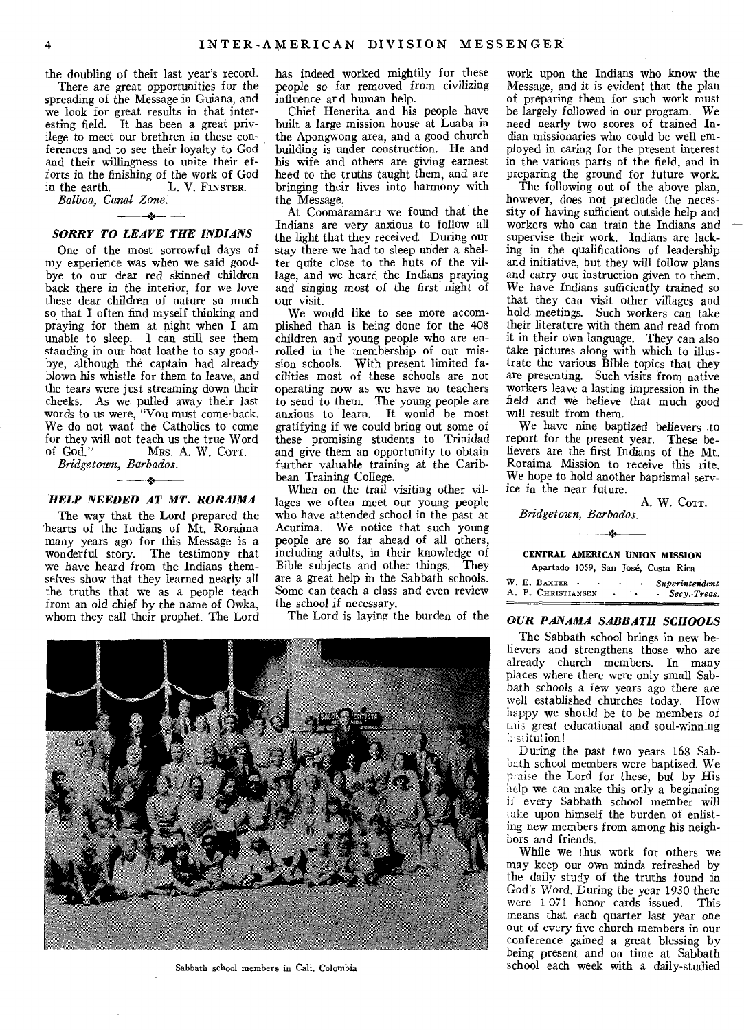the doubling of their last year's record.

There are great opportunities for the spreading of the Message in Guiana, and we look for great results in that interesting field. It has been a great privilege to meet our brethren in these conferences and to see their loyalty to God and their willingness to unite their efforts in the finishing of the work of God in the earth. L. V. FINSTER.

*Balboa, Canal Zone.*

### SORRY TO LEAVE THE INDIANS

One of the most sorrowful days of my experience was when we said goodbye to our dear red skinned children back there in the interior, for we love these dear children of nature so much so that I often find myself thinking and praying for them at night when I am unable to sleep. I can still see them standing in our boat loathe to say goodbye, although the captain had already blown his whistle for them to leave, and the tears were just streaming down their cheeks. As we pulled away their last words to us were, "You must come back. We do not want the Catholics to come for they will not teach us the true Word of God." MRS. A. W. COTT.

*Bridgetown, Barbados.*

### HELP NEEDED AT MT. RORAIMA

The way that the Lord prepared the hearts of the Indians of Mt. Roraima many years ago for this Message is a wonderful story. The testimony that we have heard from the Indians themselves show that they learned nearly all the truths that we as a people teach from an old chief by the name of Owka, whom they call their prophet. The Lord has indeed worked mightily for these people so far removed from civilizing influence and human help.

Chief Henerita and his people have built a large mission house at Luaba in the Apongwong area, and a good church building is under construction. He and his wife and others are giving earnest heed to the truths taught them, and are bringing their lives into harmony with the Message.

At Coomaramaru we found that the Indians are very anxious to follow all the light that they received. During our stay there we had to sleep under a shelter quite close to the huts of the village, and we heard the Indians praying and singing most of the first night of our visit.

We would like to see more accomplished than is being done for the 408 children and young people who are enrolled in the membership of our mission schools. With present limited facilities most of these schools are not operating now as we have no teachers to send to them. The young people are anxious to learn. It would be most gratifying if we could bring out some of these promising students to Trinidad and give them an opportunity to obtain further valuable training at the Caribbean Training College.

When on the trail visiting other villages we often meet our young people who have attended school in the past at Acurima. We notice that such young people are so far ahead of all others, including adults, in their knowledge of Bible subjects and other things. They are a great help in the Sabbath schools. Some can teach a class and even review the school if necessary.

The Lord is laying the burden of the work upon the Indians who know the Message, and it is evident that the plan of preparing them for such work must be largely followed in our program. We need nearly two scores of trained Indian missionaries who could be well employed in caring for the present interest in the various parts of the field, and in preparing the ground for future work.

The following out of the above plan, however, does not preclude the necessity of having sufficient outside help and workers who can train the Indians and supervise their work. Indians are lacking in the qualifications of leadership and initiative, but they will follow plans and carry out instruction given to them. We have Indians sufficiently trained so that they can visit other villages and hold meetings. Such workers can take their literature with them and read from it in their own language. They can also take pictures along with which to illustrate the various Bible topics that they are presenting. Such visits from native workers leave a lasting impression in the field and we believe that much good will result from them.

We have nine baptized believers to report for the present year. These believers are the first Indians of the Mt. Roraima Mission to receive this rite. We hope to hold another baptismal service in the near future.

A. W. COTT.

*Bridgetown, Barbados.*

Sabbath school members in Cali, Colombia

## CENTRAL AMERICAN UNION MISSION

Apartado 1059, San José, Costa Rica

W. E. BAXTER - - - - *Superintendent*
A. P. CHRISTIANSEN - - - *Secy.-Treas.*

### OUR PANAMA SABBATH SCHOOLS

The Sabbath school brings in new believers and strengthens those who are already church members. In many places where there were only small Sabbath schools a few years ago there are well established churches today. How happy we should be to be members of this great educational and soul-winning institution!

During the past two years 168 Sabbath school members were baptized. We praise the Lord for these, but by His help we can make this only a beginning if every Sabbath school member will take upon himself the burden of enlisting new members from among his neighbors and friends.

While we thus work for others we may keep our own minds refreshed by the daily study of the truths found in God's Word. During the year 1930 there were 1 071 honor cards issued. This means that each quarter last year one out of every five church members in our conference gained a great blessing by being present and on time at Sabbath school each week with a daily-studied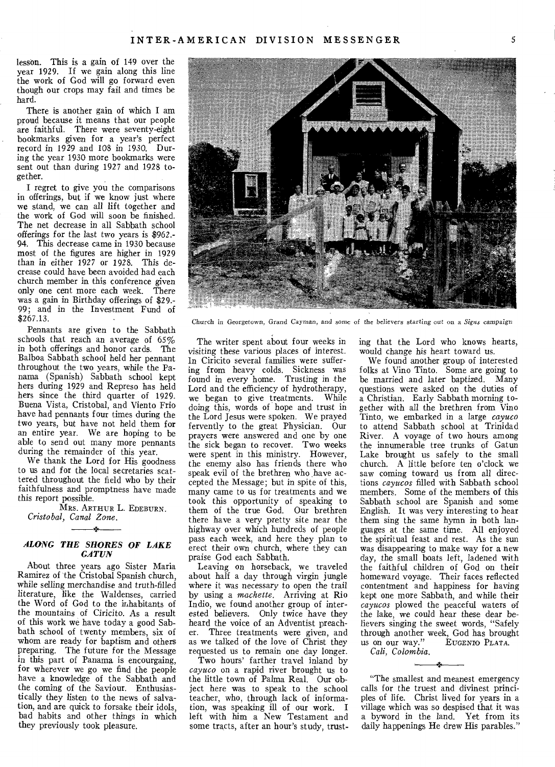lesson. This is a gain of 149 over the year 1929. If we gain along this line the work of God will go forward even though our crops may fail and times be hard.

There is another gain of which I am proud because it means that our people are faithful. There were seventy-eight bookmarks given for a year's perfect record in 1929 and 108 in 1930. During the year 1930 more bookmarks were sent out than during 1927 and 1928 together.

I regret to give you the comparisons in offerings, but if we know just where we stand, we can all lift together and the work of God will soon be finished. The net decrease in all Sabbath school offerings for the last two years is $962.94. This decrease came in 1930 because most of the figures are higher in 1929 than in either 1927 or 1928. This decrease could have been avoided had each church member in this conference given only one cent more each week. There was a gain in Birthday offerings of $29.99; and in the Investment Fund of $267.13.

Pennants are given to the Sabbath schools that reach an average of 65% in both offerings and honor cards. The Balboa Sabbath school held her pennant throughout the two years, while the Panama (Spanish) Sabbath school kept hers during 1929 and Represo has held hers since the third quarter of 1929. Buena Vista, Cristobal, and Viento Frio have had pennants four times during the two years, but have not held them for an entire year. We are hoping to be able to send out many more pennants during the remainder of this year.

We thank the Lord for His goodness to us and for the local secretaries scattered throughout the field who by their faithfulness and promptness have made this report possible.

MRS. ARTHUR L. EDEBURN.
*Cristobal, Canal Zone.*

### *ALONG THE SHORES OF LAKE GATUN*

About three years ago Sister Maria Ramirez of the Cristobal Spanish church, while selling merchandise and truth-filled literature, like the Waldenses, carried the Word of God to the inhabitants of the mountains of Ciricito. As a result of this work we have today a good Sabbath school of twenty members, six of whom are ready for baptism and others preparing. The future for the Message in this part of Panama is encouraging, for wherever we go we find the people have a knowledge of the Sabbath and the coming of the Saviour. Enthusiastically they listen to the news of salvation, and are quick to forsake their idols, bad habits and other things in which they previously took pleasure.

Church in Georgetown, Grand Cayman, and some of the believers starting out on a *Signs* campaign

The writer spent about four weeks in visiting these various places of interest. In Ciricito several families were suffering from heavy colds. Sickness was found in every home. Trusting in the Lord and the efficiency of hydrotherapy, we began to give treatments. While doing this, words of hope and trust in the Lord Jesus were spoken. We prayed fervently to the great Physician. Our prayers were answered and one by one the sick began to recover. Two weeks were spent in this ministry. However, the enemy also has friends there who speak evil of the brethren who have accepted the Message; but in spite of this, many came to us for treatments and we took this opportunity of speaking to them of the true God. Our brethren there have a very pretty site near the highway over which hundreds of people pass each week, and here they plan to erect their own church, where they can praise God each Sabbath.

Leaving on horseback, we traveled about half a day through virgin jungle where it was necessary to open the trail by using a *machette.* Arriving at Rio Indio, we found another group of interested believers. Only twice have they heard the voice of an Adventist preacher. Three treatments were given, and as we talked of the love of Christ they requested us to remain one day longer.

Two hours' farther travel inland by *cayuco* on a rapid river brought us to the little town of Palma Real. Our object here was to speak to the school teacher, who, through lack of information, was speaking ill of our work. I left with him a New Testament and some tracts, after an hour's study, trusting that the Lord who knows hearts, would change his heart toward us.

We found another group of interested folks at Vino Tinto. Some are going to be married and later baptized. Many questions were asked on the duties of a Christian. Early Sabbath morning together with all the brethren from Vino Tinto, we embarked in a large *cayuco* to attend Sabbath school at Trinidad River. A voyage of two hours among the innumerable tree trunks of Gatun Lake brought us safely to the small church. A little before ten o'clock we saw coming toward us from all directions *cayucos* filled with Sabbath school members. Some of the members of this Sabbath school are Spanish and some English. It was very interesting to hear them sing the same hymn in both languages at the same time. All enjoyed the spiritual feast and rest. As the sun was disappearing to make way for a new day, the small boats left, ladened with the faithful children of God on their homeward voyage. Their faces reflected contentment and happiness for having kept one more Sabbath, and while their *cayucos* plowed the peaceful waters of the lake, we could hear these dear believers singing the sweet words, "Safely through another week, God has brought us on our way."

EUGENIO PLATA.
*Cali, Colombia.*

"The smallest and meanest emergency calls for the truest and divinest principles of life. Christ lived for years in a village which was so despised that it was a byword in the land. Yet from its daily happenings He drew His parables."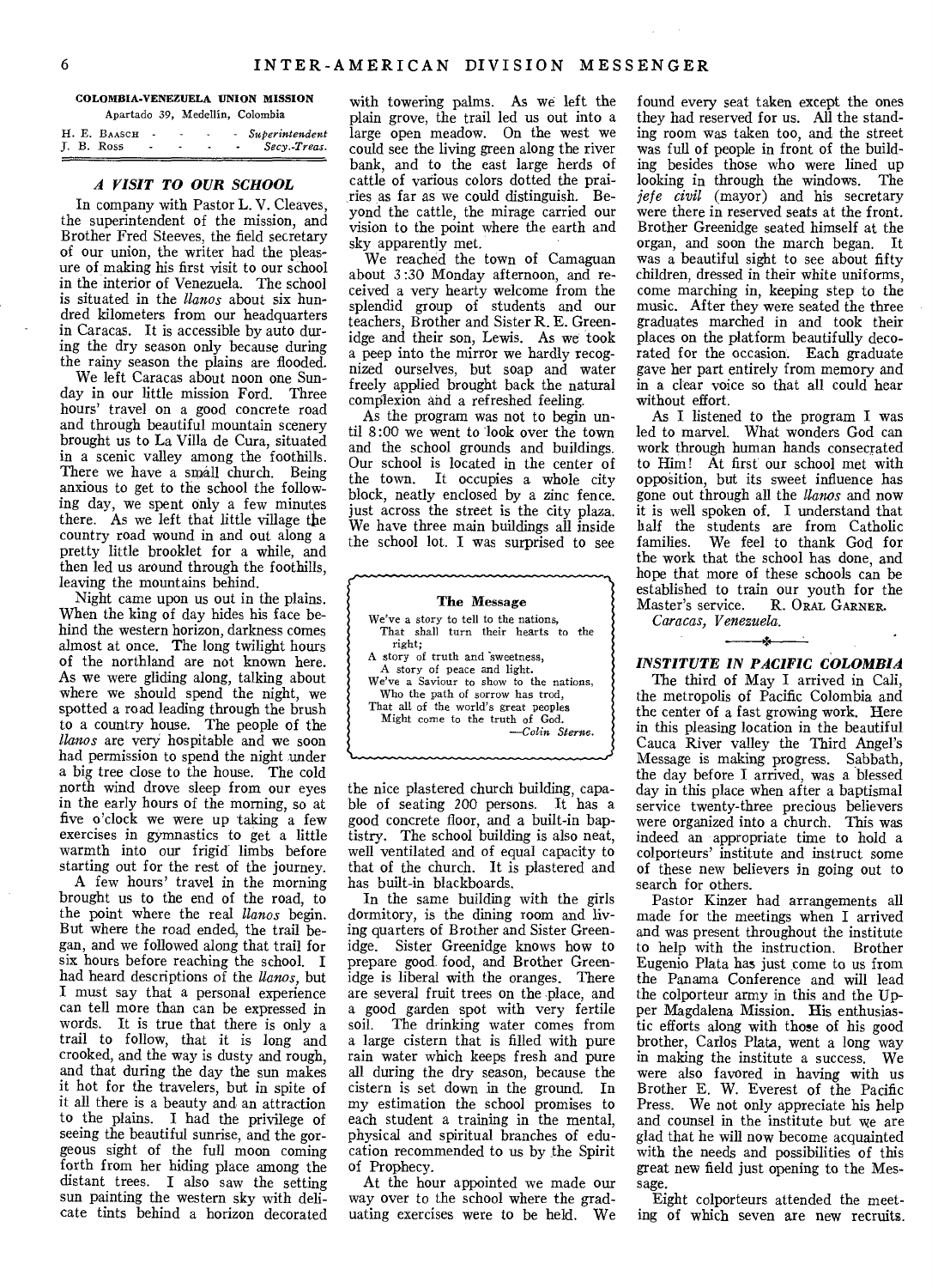**COLOMBIA-VENEZUELA UNION MISSION**

Apartado 39, Medellín, Colombia

| | |
|---|---|
| H. E. BAASCH | *Superintendent* |
| J. B. ROSS | *Secy.-Treas.* |

## *A VISIT TO OUR SCHOOL*

In company with Pastor L. V. Cleaves, the superintendent of the mission, and Brother Fred Steeves, the field secretary of our union, the writer had the pleasure of making his first visit to our school in the interior of Venezuela. The school is situated in the *llanos* about six hundred kilometers from our headquarters in Caracas. It is accessible by auto during the dry season only because during the rainy season the plains are flooded.

We left Caracas about noon one Sunday in our little mission Ford. Three hours' travel on a good concrete road and through beautiful mountain scenery brought us to La Villa de Cura, situated in a scenic valley among the foothills. There we have a small church. Being anxious to get to the school the following day, we spent only a few minutes there. As we left that little village the country road wound in and out along a pretty little brooklet for a while, and then led us around through the foothills, leaving the mountains behind.

Night came upon us out in the plains. When the king of day hides his face behind the western horizon, darkness comes almost at once. The long twilight hours of the northland are not known here. As we were gliding along, talking about where we should spend the night, we spotted a road leading through the brush to a country house. The people of the *llanos* are very hospitable and we soon had permission to spend the night under a big tree close to the house. The cold north wind drove sleep from our eyes in the early hours of the morning, so at five o'clock we were up taking a few exercises in gymnastics to get a little warmth into our frigid limbs before starting out for the rest of the journey.

A few hours' travel in the morning brought us to the end of the road, to the point where the real *llanos* begin. But where the road ended, the trail began, and we followed along that trail for six hours before reaching the school. I had heard descriptions of the *llanos*, but I must say that a personal experience can tell more than can be expressed in words. It is true that there is only a trail to follow, that it is long and crooked, and the way is dusty and rough, and that during the day the sun makes it hot for the travelers, but in spite of it all there is a beauty and an attraction to the plains. I had the privilege of seeing the beautiful sunrise, and the gorgeous sight of the full moon coming forth from her hiding place among the distant trees. I also saw the setting sun painting the western sky with delicate tints behind a horizon decorated with towering palms. As we left the plain grove, the trail led us out into a large open meadow. On the west we could see the living green along the river bank, and to the east large herds of cattle of various colors dotted the prairies as far as we could distinguish. Beyond the cattle, the mirage carried our vision to the point where the earth and sky apparently met.

We reached the town of Camaguan about 3:30 Monday afternoon, and received a very hearty welcome from the splendid group of students and our teachers, Brother and Sister R. E. Greenidge and their son, Lewis. As we took a peep into the mirror we hardly recognized ourselves, but soap and water freely applied brought back the natural complexion and a refreshed feeling.

As the program was not to begin until 8:00 we went to look over the town and the school grounds and buildings. Our school is located in the center of the town. It occupies a whole city block, neatly enclosed by a zinc fence. just across the street is the city plaza. We have three main buildings all inside the school lot. I was surprised to see the nice plastered church building, capable of seating 200 persons. It has a good concrete floor, and a built-in baptistry. The school building is also neat, well ventilated and of equal capacity to that of the church. It is plastered and has built-in blackboards.

In the same building with the girls dormitory, is the dining room and living quarters of Brother and Sister Greenidge. Sister Greenidge knows how to prepare good food, and Brother Greenidge is liberal with the oranges. There are several fruit trees on the place, and a good garden spot with very fertile soil. The drinking water comes from a large cistern that is filled with pure rain water which keeps fresh and pure all during the dry season, because the cistern is set down in the ground. In my estimation the school promises to each student a training in the mental, physical and spiritual branches of education recommended to us by the Spirit of Prophecy.

At the hour appointed we made our way over to the school where the graduating exercises were to be held. We found every seat taken except the ones they had reserved for us. All the standing room was taken too, and the street was full of people in front of the building besides those who were lined up looking in through the windows. The *jefe civil* (mayor) and his secretary were there in reserved seats at the front. Brother Greenidge seated himself at the organ, and soon the march began. It was a beautiful sight to see about fifty children, dressed in their white uniforms, come marching in, keeping step to the music. After they were seated the three graduates marched in and took their places on the platform beautifully decorated for the occasion. Each graduate gave her part entirely from memory and in a clear voice so that all could hear without effort.

As I listened to the program I was led to marvel. What wonders God can work through human hands consecrated to Him! At first our school met with opposition, but its sweet influence has gone out through all the *llanos* and now it is well spoken of. I understand that half the students are from Catholic families. We feel to thank God for the work that the school has done, and hope that more of these schools can be established to train our youth for the Master's service. R. ORAL GARNER.

*Caracas, Venezuela.*

> **The Message**
>
> We've a story to tell to the nations,
> That shall turn their hearts to the right;
> A story of truth and sweetness,
> A story of peace and light.
> We've a Saviour to show to the nations,
> Who the path of sorrow has trod,
> That all of the world's great peoples
> Might come to the truth of God.
>
> —*Colin Sterne.*

## *INSTITUTE IN PACIFIC COLOMBIA*

The third of May I arrived in Cali, the metropolis of Pacific Colombia and the center of a fast growing work. Here in this pleasing location in the beautiful Cauca River valley the Third Angel's Message is making progress. Sabbath, the day before I arrived, was a blessed day in this place when after a baptismal service twenty-three precious believers were organized into a church. This was indeed an appropriate time to hold a colporteurs' institute and instruct some of these new believers in going out to search for others.

Pastor Kinzer had arrangements all made for the meetings when I arrived and was present throughout the institute to help with the instruction. Brother Eugenio Plata has just come to us from the Panama Conference and will lead the colporteur army in this and the Upper Magdalena Mission. His enthusiastic efforts along with those of his good brother, Carlos Plata, went a long way in making the institute a success. We were also favored in having with us Brother E. W. Everest of the Pacific Press. We not only appreciate his help and counsel in the institute but we are glad that he will now become acquainted with the needs and possibilities of this great new field just opening to the Message.

Eight colporteurs attended the meeting of which seven are new recruits.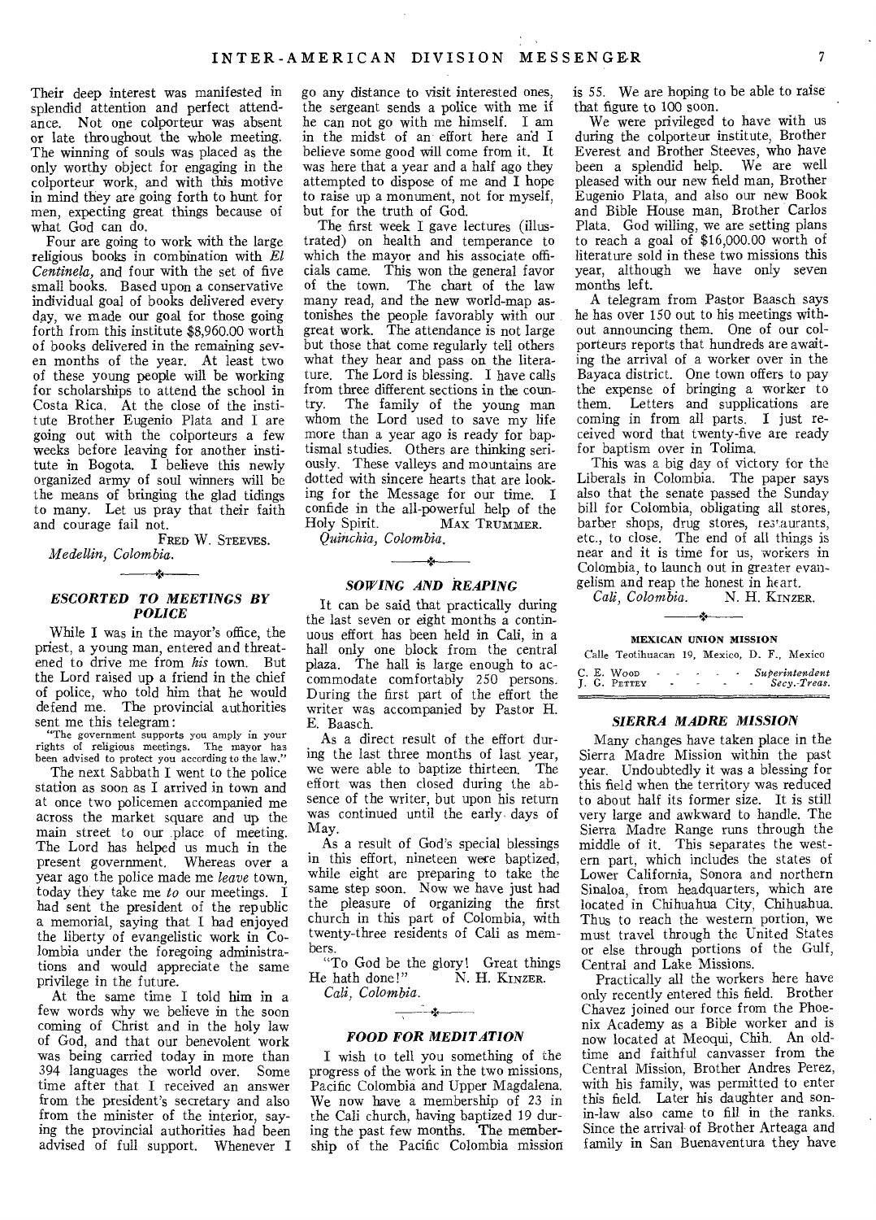Their deep interest was manifested in splendid attention and perfect attendance. Not one colporteur was absent or late throughout the whole meeting. The winning of souls was placed as the only worthy object for engaging in the colporteur work, and with this motive in mind they are going forth to hunt for men, expecting great things because of what God can do.

Four are going to work with the large religious books in combination with *El Centinela*, and four with the set of five small books. Based upon a conservative individual goal of books delivered every day, we made our goal for those going forth from this institute $8,960.00 worth of books delivered in the remaining seven months of the year. At least two of these young people will be working for scholarships to attend the school in Costa Rica. At the close of the institute Brother Eugenio Plata and I are going out with the colporteurs a few weeks before leaving for another institute in Bogota. I believe this newly organized army of soul winners will be the means of bringing the glad tidings to many. Let us pray that their faith and courage fail not.

FRED W. STEEVES.

*Medellin, Colombia.*

### *ESCORTED TO MEETINGS BY POLICE*

While I was in the mayor's office, the priest, a young man, entered and threatened to drive me from *his* town. But the Lord raised up a friend in the chief of police, who told him that he would defend me. The provincial authorities sent me this telegram:

"The government supports you amply in your rights of religious meetings. The mayor has been advised to protect you according to the law."

The next Sabbath I went to the police station as soon as I arrived in town and at once two policemen accompanied me across the market square and up the main street to our place of meeting. The Lord has helped us much in the present government. Whereas over a year ago the police made me *leave* town, today they take me *to* our meetings. I had sent the president of the republic a memorial, saying that I had enjoyed the liberty of evangelistic work in Colombia under the foregoing administrations and would appreciate the same privilege in the future.

At the same time I told him in a few words why we believe in the soon coming of Christ and in the holy law of God, and that our benevolent work was being carried today in more than 394 languages the world over. Some time after that I received an answer from the president's secretary and also from the minister of the interior, saying the provincial authorities had been advised of full support. Whenever I go any distance to visit interested ones, the sergeant sends a police with me if he can not go with me himself. I am in the midst of an effort here and I believe some good will come from it. It was here that a year and a half ago they attempted to dispose of me and I hope to raise up a monument, not for myself, but for the truth of God.

The first week I gave lectures (illustrated) on health and temperance to which the mayor and his associate officials came. This won the general favor of the town. The chart of the law many read, and the new world-map astonishes the people favorably with our great work. The attendance is not large but those that come regularly tell others what they hear and pass on the literature. The Lord is blessing. I have calls from three different sections in the country. The family of the young man whom the Lord used to save my life more than a year ago is ready for baptismal studies. Others are thinking seriously. These valleys and mountains are dotted with sincere hearts that are looking for the Message for our time. I confide in the all-powerful help of the Holy Spirit.

MAX TRUMMER.

*Quinchia, Colombia.*

### *SOWING AND REAPING*

It can be said that practically during the last seven or eight months a continuous effort has been held in Cali, in a hall only one block from the central plaza. The hall is large enough to accommodate comfortably 250 persons. During the first part of the effort the writer was accompanied by Pastor H. E. Baasch.

As a direct result of the effort during the last three months of last year, we were able to baptize thirteen. The effort was then closed during the absence of the writer, but upon his return was continued until the early days of May.

As a result of God's special blessings in this effort, nineteen were baptized, while eight are preparing to take the same step soon. Now we have just had the pleasure of organizing the first church in this part of Colombia, with twenty-three residents of Cali as members.

"To God be the glory! Great things He hath done!"

N. H. KINZER.

*Cali, Colombia.*

### *FOOD FOR MEDITATION*

I wish to tell you something of the progress of the work in the two missions, Pacific Colombia and Upper Magdalena. We now have a membership of 23 in the Cali church, having baptized 19 during the past few months. The membership of the Pacific Colombia mission is 55. We are hoping to be able to raise that figure to 100 soon.

We were privileged to have with us during the colporteur institute, Brother Everest and Brother Steeves, who have been a splendid help. We are well pleased with our new field man, Brother Eugenio Plata, and also our new Book and Bible House man, Brother Carlos Plata. God willing, we are setting plans to reach a goal of $16,000.00 worth of literature sold in these two missions this year, although we have only seven months left.

A telegram from Pastor Baasch says he has over 150 out to his meetings without announcing them. One of our colporteurs reports that hundreds are awaiting the arrival of a worker over in the Bayaca district. One town offers to pay the expense of bringing a worker to them. Letters and supplications are coming in from all parts. I just received word that twenty-five are ready for baptism over in Tolima.

This was a big day of victory for the Liberals in Colombia. The paper says also that the senate passed the Sunday bill for Colombia, obligating all stores, barber shops, drug stores, restaurants, etc., to close. The end of all things is near and it is time for us, workers in Colombia, to launch out in greater evangelism and reap the honest in heart.

*Cali, Colombia.* N. H. KINZER.

## MEXICAN UNION MISSION

Calle Teotihuacan 19, Mexico, D. F., Mexico

C. E. WOOD - - - - - *Superintendent*
J. G. PETTEY - - - - - *Secy.-Treas.*

### *SIERRA MADRE MISSION*

Many changes have taken place in the Sierra Madre Mission within the past year. Undoubtedly it was a blessing for this field when the territory was reduced to about half its former size. It is still very large and awkward to handle. The Sierra Madre Range runs through the middle of it. This separates the western part, which includes the states of Lower California, Sonora and northern Sinaloa, from headquarters, which are located in Chihuahua City, Chihuahua. Thus to reach the western portion, we must travel through the United States or else through portions of the Gulf, Central and Lake Missions.

Practically all the workers here have only recently entered this field. Brother Chavez joined our force from the Phoenix Academy as a Bible worker and is now located at Meoqui, Chih. An old-time and faithful canvasser from the Central Mission, Brother Andres Perez, with his family, was permitted to enter this field. Later his daughter and son-in-law also came to fill in the ranks. Since the arrival of Brother Arteaga and family in San Buenaventura they have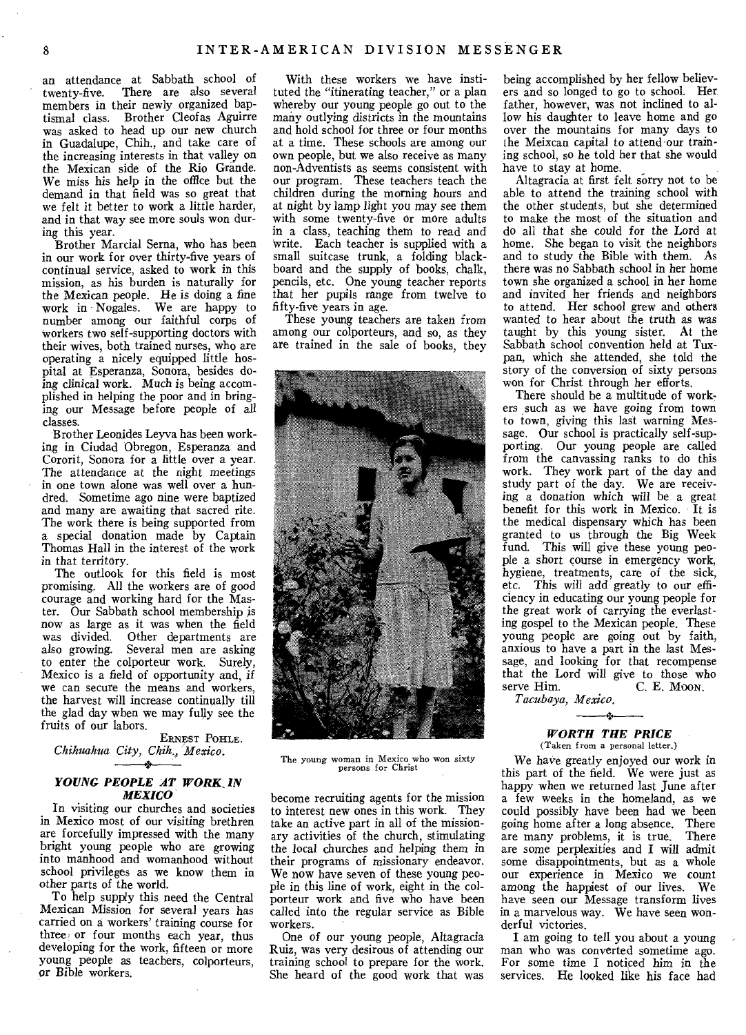an attendance at Sabbath school of twenty-five. There are also several members in their newly organized baptismal class. Brother Cleofas Aguirre was asked to head up our new church in Guadalupe, Chih., and take care of the increasing interests in that valley on the Mexican side of the Rio Grande. We miss his help in the office but the demand in that field was so great that we felt it better to work a little harder, and in that way see more souls won during this year.

Brother Marcial Serna, who has been in our work for over thirty-five years of continual service, asked to work in this mission, as his burden is naturally for the Mexican people. He is doing a fine work in Nogales. We are happy to number among our faithful corps of workers two self-supporting doctors with their wives, both trained nurses, who are operating a nicely equipped little hospital at Esperanza, Sonora, besides doing clinical work. Much is being accomplished in helping the poor and in bringing our Message before people of all classes.

Brother Leonides Leyva has been working in Ciudad Obregon, Esperanza and Cororit, Sonora for a little over a year. The attendance at the night meetings in one town alone was well over a hundred. Sometime ago nine were baptized and many are awaiting that sacred rite. The work there is being supported from a special donation made by Captain Thomas Hall in the interest of the work in that territory.

The outlook for this field is most promising. All the workers are of good courage and working hard for the Master. Our Sabbath school membership is now as large as it was when the field was divided. Other departments are also growing. Several men are asking to enter the colporteur work. Surely, Mexico is a field of opportunity and, if we can secure the means and workers, the harvest will increase continually till the glad day when we may fully see the fruits of our labors.

ERNEST POHLE.
*Chihuahua City, Chih., Mexico.*

### *YOUNG PEOPLE AT WORK IN MEXICO*

In visiting our churches and societies in Mexico most of our visiting brethren are forcefully impressed with the many bright young people who are growing into manhood and womanhood without school privileges as we know them in other parts of the world.

To help supply this need the Central Mexican Mission for several years has carried on a workers' training course for three or four months each year, thus developing for the work, fifteen or more young people as teachers, colporteurs, or Bible workers.

With these workers we have instituted the "itinerating teacher," or a plan whereby our young people go out to the many outlying districts in the mountains and hold school for three or four months at a time. These schools are among our own people, but we also receive as many non-Adventists as seems consistent with our program. These teachers teach the children during the morning hours and at night by lamp light you may see them with some twenty-five or more adults in a class, teaching them to read and write. Each teacher is supplied with a small suitcase trunk, a folding blackboard and the supply of books, chalk, pencils, etc. One young teacher reports that her pupils range from twelve to fifty-five years in age.

These young teachers are taken from among our colporteurs, and so, as they are trained in the sale of books, they become recruiting agents for the mission to interest new ones in this work. They take an active part in all of the missionary activities of the church, stimulating the local churches and helping them in their programs of missionary endeavor. We now have seven of these young people in this line of work, eight in the colporteur work and five who have been called into the regular service as Bible workers.

The young woman in Mexico who won sixty persons for Christ

One of our young people, Altagracia Ruiz, was very desirous of attending our training school to prepare for the work. She heard of the good work that was being accomplished by her fellow believers and so longed to go to school. Her father, however, was not inclined to allow his daughter to leave home and go over the mountains for many days to the Meixcan capital to attend our training school, so he told her that she would have to stay at home.

Altagracia at first felt sorry not to be able to attend the training school with the other students, but she determined to make the most of the situation and do all that she could for the Lord at home. She began to visit the neighbors and to study the Bible with them. As there was no Sabbath school in her home town she organized a school in her home and invited her friends and neighbors to attend. Her school grew and others wanted to hear about the truth as was taught by this young sister. At the Sabbath school convention held at Tuxpan, which she attended, she told the story of the conversion of sixty persons won for Christ through her efforts.

There should be a multitude of workers such as we have going from town to town, giving this last warning Message. Our school is practically self-supporting. Our young people are called from the canvassing ranks to do this work. They work part of the day and study part of the day. We are receiving a donation which will be a great benefit for this work in Mexico. It is the medical dispensary which has been granted to us through the Big Week fund. This will give these young people a short course in emergency work, hygiene, treatments, care of the sick, etc. This will add greatly to our efficiency in educating our young people for the great work of carrying the everlasting gospel to the Mexican people. These young people are going out by faith, anxious to have a part in the last Message, and looking for that recompense that the Lord will give to those who serve Him.

C. E. MOON.
*Tacubaya, Mexico.*

### *WORTH THE PRICE*

(Taken from a personal letter.)

We have greatly enjoyed our work in this part of the field. We were just as happy when we returned last June after a few weeks in the homeland, as we could possibly have been had we been going home after a long absence. There are many problems, it is true. There are some perplexities and I will admit some disappointments, but as a whole our experience in Mexico we count among the happiest of our lives. We have seen our Message transform lives in a marvelous way. We have seen wonderful victories.

I am going to tell you about a young man who was converted sometime ago. For some time I noticed him in the services. He looked like his face had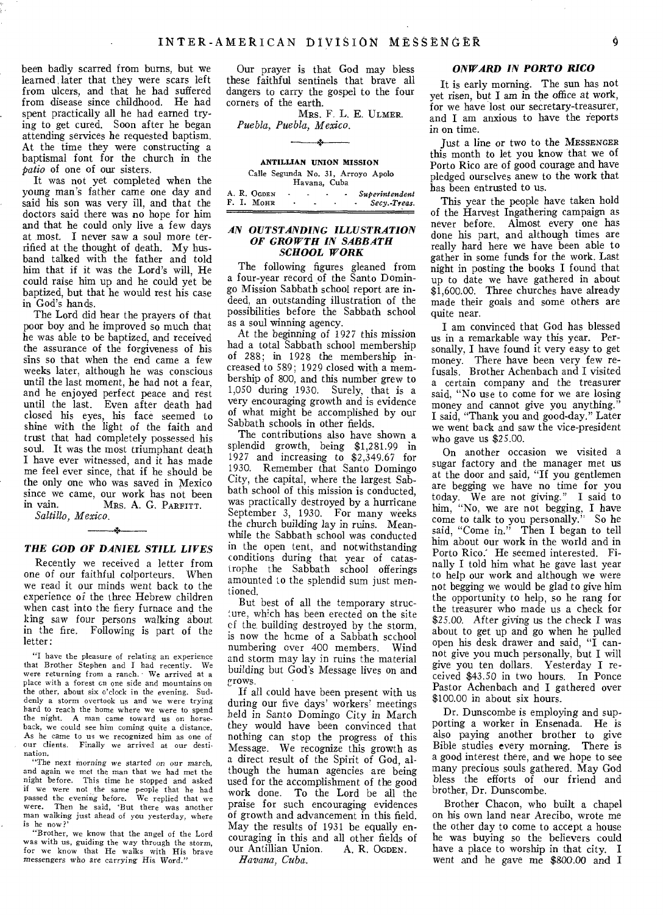been badly scarred from burns, but we learned later that they were scars left from ulcers, and that he had suffered from disease since childhood. He had spent practically all he had earned trying to get cured. Soon after he began attending services he requested baptism. At the time they were constructing a baptismal font for the church in the *patio* of one of our sisters.

It was not yet completed when the young man's father came one day and said his son was very ill, and that the doctors said there was no hope for him and that he could only live a few days at most. I never saw a soul more terrified at the thought of death. My husband talked with the father and told him that if it was the Lord's will, He could raise him up and he could yet be baptized, but that he would rest his case in God's hands.

The Lord did hear the prayers of that poor boy and he improved so much that he was able to be baptized, and received the assurance of the forgiveness of his sins so that when the end came a few weeks later, although he was conscious until the last moment, he had not a fear, and he enjoyed perfect peace and rest until the last. Even after death had closed his eyes, his face seemed to shine with the light of the faith and trust that had completely possessed his soul. It was the most triumphant death I have ever witnessed, and it has made me feel ever since, that if he should be the only one who was saved in Mexico since we came, our work has not been in vain.

MRS. A. G. PARFITT.

*Saltillo, Mexico.*

### *THE GOD OF DANIEL STILL LIVES*

Recently we received a letter from one of our faithful colporteurs. When we read it our minds went back to the experience of the three Hebrew children when cast into the fiery furnace and the king saw four persons walking about in the fire. Following is part of the letter:

"I have the pleasure of relating an experience that Brother Stephen and I had recently. We were returning from a ranch. We arrived at a place with a forest on one side and mountains on the other, about six o'clock in the evening. Suddenly a storm overtook us and we were trying hard to reach the home where we were to spend the night. A man came toward us on horseback, we could see him coming quite a distance. As he came to us we recognized him as one of our clients. Finally we arrived at our destination.

"The next morning we started on our march, and again we met the man that we had met the night before. This time he stopped and asked if we were not the same people that he had passed the evening before. We replied that we were. Then he said, 'But there was another man walking just ahead of you yesterday, where is he now?'

"Brother, we know that the angel of the Lord was with us, guiding the way through the storm, for we know that He walks with His brave messengers who are carrying His Word."

Our prayer is that God may bless these faithful sentinels that brave all dangers to carry the gospel to the four corners of the earth.

MRS. F. L. E. ULMER.

*Puebla, Puebla, Mexico.*

**ANTILLIAN UNION MISSION**

Calle Segunda No. 31, Arroyo Apolo
Havana, Cuba

A. R. OGDEN - - - - - *Superintendent*
F. I. MOHR - - - - - *Secy.-Treas.*

### *AN OUTSTANDING ILLUSTRATION OF GROWTH IN SABBATH SCHOOL WORK*

The following figures gleaned from a four-year record of the Santo Domingo Mission Sabbath school report are indeed, an outstanding illustration of the possibilities before the Sabbath school as a soul winning agency.

At the beginning of 1927 this mission had a total Sabbath school membership of 288; in 1928 the membership increased to 589; 1929 closed with a membership of 800, and this number grew to 1,050 during 1930. Surely, that is a very encouraging growth and is evidence of what might be accomplished by our Sabbath schools in other fields.

The contributions also have shown a splendid growth, being $1,281.99 in 1927 and increasing to $2,349.67 for 1930. Remember that Santo Domingo City, the capital, where the largest Sabbath school of this mission is conducted, was practically destroyed by a hurricane September 3, 1930. For many weeks the church building lay in ruins. Meanwhile the Sabbath school was conducted in the open tent, and notwithstanding conditions during that year of catastrophe the Sabbath school offerings amounted to the splendid sum just mentioned.

But best of all the temporary structure, which has been erected on the site of the building destroyed by the storm, is now the home of a Sabbath school numbering over 400 members. Wind and storm may lay in ruins the material building but God's Message lives on and grows.

If all could have been present with us during our five days' workers' meetings held in Santo Domingo City in March they would have been convinced that nothing can stop the progress of this Message. We recognize this growth as a direct result of the Spirit of God, although the human agencies are being used for the accomplishment of the good work done. To the Lord be all the praise for such encouraging evidences of growth and advancement in this field. May the results of 1931 be equally encouraging in this and all other fields of our Antillian Union.

A. R. OGDEN.

*Havana, Cuba.*

### *ONWARD IN PORTO RICO*

It is early morning. The sun has not yet risen, but I am in the office at work, for we have lost our secretary-treasurer, and I am anxious to have the reports in on time.

Just a line or two to the MESSENGER this month to let you know that we of Porto Rico are of good courage and have pledged ourselves anew to the work that has been entrusted to us.

This year the people have taken hold of the Harvest Ingathering campaign as never before. Almost every one has done his part, and although times are really hard here we have been able to gather in some funds for the work. Last night in posting the books I found that up to date we have gathered in about $1,600.00. Three churches have already made their goals and some others are quite near.

I am convinced that God has blessed us in a remarkable way this year. Personally, I have found it very easy to get money. There have been very few refusals. Brother Achenbach and I visited a certain company and the treasurer said, "No use to come for we are losing money and cannot give you anything." I said, "Thank you and good-day." Later we went back and saw the vice-president who gave us $25.00.

On another occasion we visited a sugar factory and the manager met us at the door and said, "If you gentlemen are begging we have no time for you today. We are not giving." I said to him, "No, we are not begging, I have come to talk to you personally." So he said, "Come in." Then I began to tell him about our work in the world and in Porto Rico. He seemed interested. Finally I told him what he gave last year to help our work and although we were not begging we would be glad to give him the opportunity to help, so he rang for the treasurer who made us a check for $25.00. After giving us the check I was about to get up and go when he pulled open his desk drawer and said, "I cannot give you much personally, but I will give you ten dollars. Yesterday I received $43.50 in two hours. In Ponce Pastor Achenbach and I gathered over $100.00 in about six hours.

Dr. Dunscombe is employing and supporting a worker in Ensenada. He is also paying another brother to give Bible studies every morning. There is a good interest there, and we hope to see many precious souls gathered. May God bless the efforts of our friend and brother, Dr. Dunscombe.

Brother Chacon, who built a chapel on his own land near Arecibo, wrote me the other day to come to accept a house he was buying so the believers could have a place to worship in that city. I went and he gave me $800.00 and I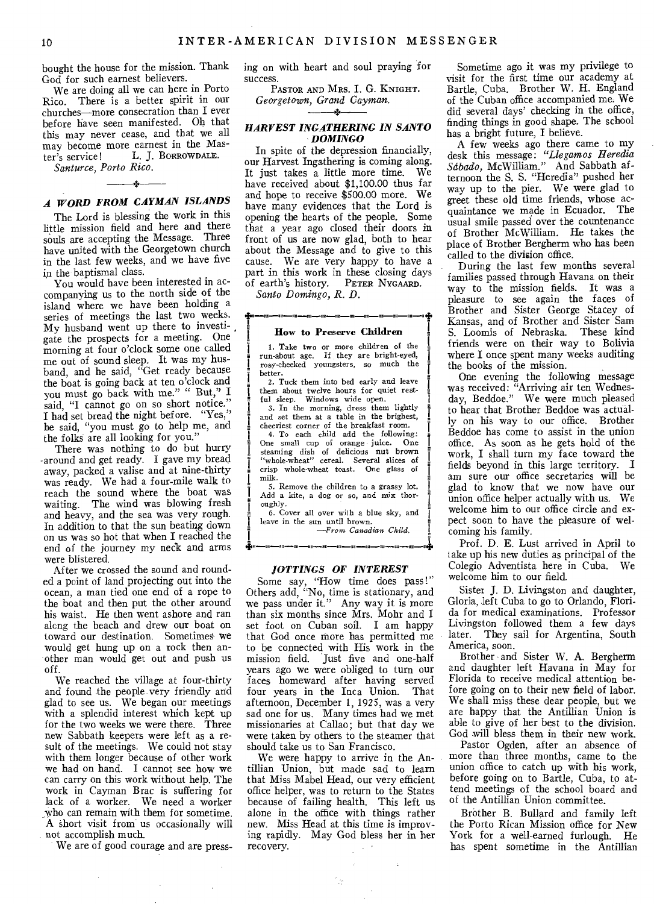bought the house for the mission. Thank God for such earnest believers.

We are doing all we can here in Porto Rico. There is a better spirit in our churches—more consecration than I ever before have seen manifested. Oh that this may never cease, and that we all may become more earnest in the Master's service! L. J. BORROWDALE.

*Santurce, Porto Rico.*

### *A WORD FROM CAYMAN ISLANDS*

The Lord is blessing the work in this little mission field and here and there souls are accepting the Message. Three have united with the Georgetown church in the last few weeks, and we have five in the baptismal class.

You would have been interested in accompanying us to the north side of the island where we have been holding a series of meetings the last two weeks. My husband went up there to investigate the prospects for a meeting. One morning at four o'clock some one called me out of sound sleep. It was my husband, and he said, "Get ready because the boat is going back at ten o'clock and you must go back with me." " But," I said, "I cannot go on so short notice." I had set bread the night before. "Yes," he said, "you must go to help me, and the folks are all looking for you."

There was nothing to do but hurry around and get ready. I gave my bread away, packed a valise and at nine-thirty was ready. We had a four-mile walk to reach the sound where the boat was waiting. The wind was blowing fresh and heavy, and the sea was very rough. In addition to that the sun beating down on us was so hot that when I reached the end of the journey my neck and arms were blistered.

After we crossed the sound and rounded a point of land projecting out into the ocean, a man tied one end of a rope to the boat and then put the other around his waist. He then went ashore and ran along the beach and drew our boat on toward our destination. Sometimes we would get hung up on a rock then another man would get out and push us off.

We reached the village at four-thirty and found the people very friendly and glad to see us. We began our meetings with a splendid interest which kept up for the two weeks we were there. Three new Sabbath keepers were left as a result of the meetings. We could not stay with them longer because of other work we had on hand. I cannot see how we can carry on this work without help. The work in Cayman Brac is suffering for lack of a worker. We need a worker who can remain with them for sometime. A short visit from us occasionally will not accomplish much.

We are of good courage and are pressing on with heart and soul praying for success.

PASTOR AND MRS. I. G. KNIGHT.

*Georgetown, Grand Cayman.*

### *HARVEST INGATHERING IN SANTO DOMINGO*

In spite of the depression financially, our Harvest Ingathering is coming along. It just takes a little more time. We have received about $1,100.00 thus far and hope to receive $500.00 more. We have many evidences that the Lord is opening the hearts of the people. Some that a year ago closed their doors in front of us are now glad, both to hear about the Message and to give to this cause. We are very happy to have a part in this work in these closing days of earth's history. PETER NYGAARD.

*Santo Domingo, R. D.*

---

**How to Preserve Children**

1. Take two or more children of the run-about age. If they are bright-eyed, rosy-cheeked youngsters, so much the better.
2. Tuck them into bed early and leave them about twelve hours for quiet restful sleep. Windows wide open.
3. In the morning, dress them lightly and set them at a table in the brightest, cheeriest corner of the breakfast room.
4. To each child add the following: One small cup of orange juice. One steaming dish of delicious nut brown "whole-wheat" cereal. Several slices of crisp whole-wheat toast. One glass of milk.
5. Remove the children to a grassy lot. Add a kite, a dog or so, and mix thoroughly.
6. Cover all over with a blue sky, and leave in the sun until brown.

—*From Canadian Child.*

---

### *JOTTINGS OF INTEREST*

Some say, "How time does pass!" Others add, "No, time is stationary, and we pass under it." Any way it is more than six months since Mrs. Mohr and I set foot on Cuban soil. I am happy that God once more has permitted me to be connected with His work in the mission field. Just five and one-half years ago we were obliged to turn our faces homeward after having served four years in the Inca Union. That afternoon, December 1, 1925, was a very sad one for us. Many times had we met missionaries at Callao; but that day we were taken by others to the steamer that should take us to San Francisco.

We were happy to arrive in the Antillian Union, but made sad to learn that Miss Mabel Head, our very efficient office helper, was to return to the States because of failing health. This left us alone in the office with things rather new. Miss Head at this time is improving rapidly. May God bless her in her recovery.

Sometime ago it was my privilege to visit for the first time our academy at Bartle, Cuba. Brother W. H. England of the Cuban office accompanied me. We did several days' checking in the office, finding things in good shape. The school has a bright future, I believe.

A few weeks ago there came to my desk this message: *"Llegamos Heredia Sábado,* McWilliam." And Sabbath afternoon the S. S. "Heredia" pushed her way up to the pier. We were glad to greet these old time friends, whose acquaintance we made in Ecuador. The usual smile passed over the countenance of Brother McWilliam. He takes the place of Brother Bergherm who has been called to the division office.

During the last few months several families passed through Havana on their way to the mission fields. It was a pleasure to see again the faces of Brother and Sister George Stacey of Kansas, and of Brother and Sister Sam S. Loomis of Nebraska. These kind friends were on their way to Bolivia where I once spent many weeks auditing the books of the mission.

One evening the following message was received: "Arriving air ten Wednesday, Beddoe." We were much pleased to hear that Brother Beddoe was actually on his way to our office. Brother Beddoe has come to assist in the union office. As soon as he gets hold of the work, I shall turn my face toward the fields beyond in this large territory. I am sure our office secretaries will be glad to know that we now have our union office helper actually with us. We welcome him to our office circle and expect soon to have the pleasure of welcoming his family.

Prof. D. E. Lust arrived in April to take up his new duties as principal of the Colegio Adventista here in Cuba. We welcome him to our field.

Sister J. D. Livingston and daughter, Gloria, left Cuba to go to Orlando, Florida for medical examinations. Professor Livingston followed them a few days later. They sail for Argentina, South America, soon.

Brother and Sister W. A. Bergherm and daughter left Havana in May for Florida to receive medical attention before going on to their new field of labor. We shall miss these dear people, but we are happy that the Antillian Union is able to give of her best to the division. God will bless them in their new work.

Pastor Ogden, after an absence of more than three months, came to the union office to catch up with his work, before going on to Bartle, Cuba, to attend meetings of the school board and of the Antillian Union committee.

Brother B. Bullard and family left the Porto Rican Mission office for New York for a well-earned furlough. He has spent sometime in the Antillian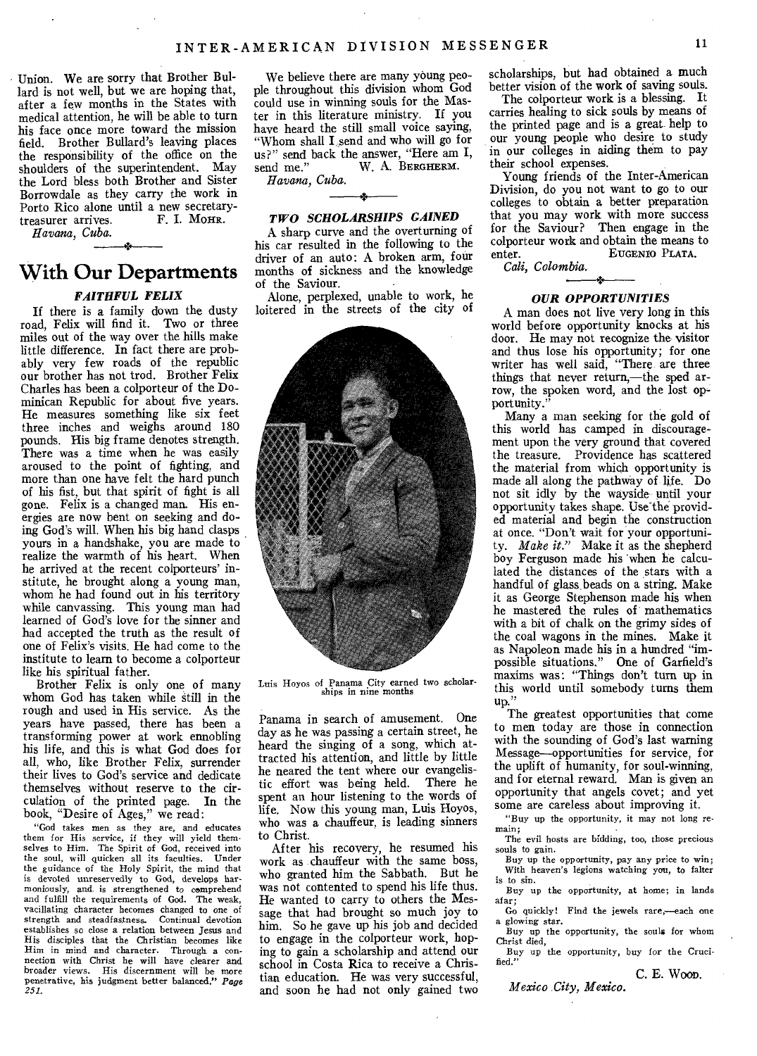Union. We are sorry that Brother Bullard is not well, but we are hoping that, after a few months in the States with medical attention, he will be able to turn his face once more toward the mission field. Brother Bullard's leaving places the responsibility of the office on the shoulders of the superintendent. May the Lord bless both Brother and Sister Borrowdale as they carry the work in Porto Rico alone until a new secretary-treasurer arrives. F. I. MOHR.

*Havana, Cuba.*

# With Our Departments

### *FAITHFUL FELIX*

If there is a family down the dusty road, Felix will find it. Two or three miles out of the way over the hills make little difference. In fact there are probably very few roads of the republic our brother has not trod. Brother Felix Charles has been a colporteur of the Dominican Republic for about five years. He measures something like six feet three inches and weighs around 180 pounds. His big frame denotes strength. There was a time when he was easily aroused to the point of fighting, and more than one have felt the hard punch of his fist, but that spirit of fight is all gone. Felix is a changed man. His energies are now bent on seeking and doing God's will. When his big hand clasps yours in a handshake, you are made to realize the warmth of his heart. When he arrived at the recent colporteurs' institute, he brought along a young man, whom he had found out in his territory while canvassing. This young man had learned of God's love for the sinner and had accepted the truth as the result of one of Felix's visits. He had come to the institute to learn to become a colporteur like his spiritual father.

Brother Felix is only one of many whom God has taken while still in the rough and used in His service. As the years have passed, there has been a transforming power at work ennobling his life, and this is what God does for all, who, like Brother Felix, surrender their lives to God's service and dedicate themselves without reserve to the circulation of the printed page. In the book, "Desire of Ages," we read:

"God takes men as they are, and educates them for His service, if they will yield themselves to Him. The Spirit of God, received into the soul, will quicken all its faculties. Under the guidance of the Holy Spirit, the mind that is devoted unreservedly to God, develops harmoniously, and is strengthened to comprehend and fulfill the requirements of God. The weak, vacillating character becomes changed to one of strength and steadfastness. Continual devotion establishes so close a relation between Jesus and His disciples that the Christian becomes like Him in mind and character. Through a connection with Christ he will have clearer and broader views. His discernment will be more penetrative, his judgment better balanced." *Page 251.*

We believe there are many young people throughout this division whom God could use in winning souls for the Master in this literature ministry. If you have heard the still small voice saying, "Whom shall I send and who will go for us?" send back the answer, "Here am I, send me." W. A. BERGHERM.

*Havana, Cuba.*

### *TWO SCHOLARSHIPS GAINED*

A sharp curve and the overturning of his car resulted in the following to the driver of an auto: A broken arm, four months of sickness and the knowledge of the Saviour.

Alone, perplexed, unable to work, he loitered in the streets of the city of Panama in search of amusement. One day as he was passing a certain street, he heard the singing of a song, which attracted his attention, and little by little he neared the tent where our evangelistic effort was being held. There he spent an hour listening to the words of life. Now this young man, Luis Hoyos, who was a chauffeur, is leading sinners to Christ.

Luis Hoyos of Panama City earned two scholarships in nine months

After his recovery, he resumed his work as chauffeur with the same boss, who granted him the Sabbath. But he was not contented to spend his life thus. He wanted to carry to others the Message that had brought so much joy to him. So he gave up his job and decided to engage in the colporteur work, hoping to gain a scholarship and attend our school in Costa Rica to receive a Christian education. He was very successful, and soon he had not only gained two scholarships, but had obtained a much better vision of the work of saving souls.

The colporteur work is a blessing. It carries healing to sick souls by means of the printed page and is a great help to our young people who desire to study in our colleges in aiding them to pay their school expenses.

Young friends of the Inter-American Division, do you not want to go to our colleges to obtain a better preparation that you may work with more success for the Saviour? Then engage in the colporteur work and obtain the means to enter. EUGENIO PLATA.

*Cali, Colombia.*

### *OUR OPPORTUNITIES*

A man does not live very long in this world before opportunity knocks at his door. He may not recognize the visitor and thus lose his opportunity; for one writer has well said, "There are three things that never return,—the sped arrow, the spoken word, and the lost opportunity."

Many a man seeking for the gold of this world has camped in discouragement upon the very ground that covered the treasure. Providence has scattered the material from which opportunity is made all along the pathway of life. Do not sit idly by the wayside until your opportunity takes shape. Use the provided material and begin the construction at once. "Don't wait for your opportunity. *Make it.*" Make it as the shepherd boy Ferguson made his when he calculated the distances of the stars with a handful of glass beads on a string. Make it as George Stephenson made his when he mastered the rules of mathematics with a bit of chalk on the grimy sides of the coal wagons in the mines. Make it as Napoleon made his in a hundred "impossible situations." One of Garfield's maxims was: "Things don't turn up in this world until somebody turns them up."

The greatest opportunities that come to men today are those in connection with the sounding of God's last warning Message—opportunities for service, for the uplift of humanity, for soul-winning, and for eternal reward. Man is given an opportunity that angels covet; and yet some are careless about improving it.

"Buy up the opportunity, it may not long remain;
The evil hosts are bidding, too, those precious souls to gain.
Buy up the opportunity, pay any price to win;
With heaven's legions watching you, to falter is to sin.
Buy up the opportunity, at home; in lands afar;
Go quickly! Find the jewels rare,—each one a glowing star.
Buy up the opportunity, the souls for whom Christ died,
Buy up the opportunity, buy for the Crucified."

C. E. WOOD.

*Mexico City, Mexico.*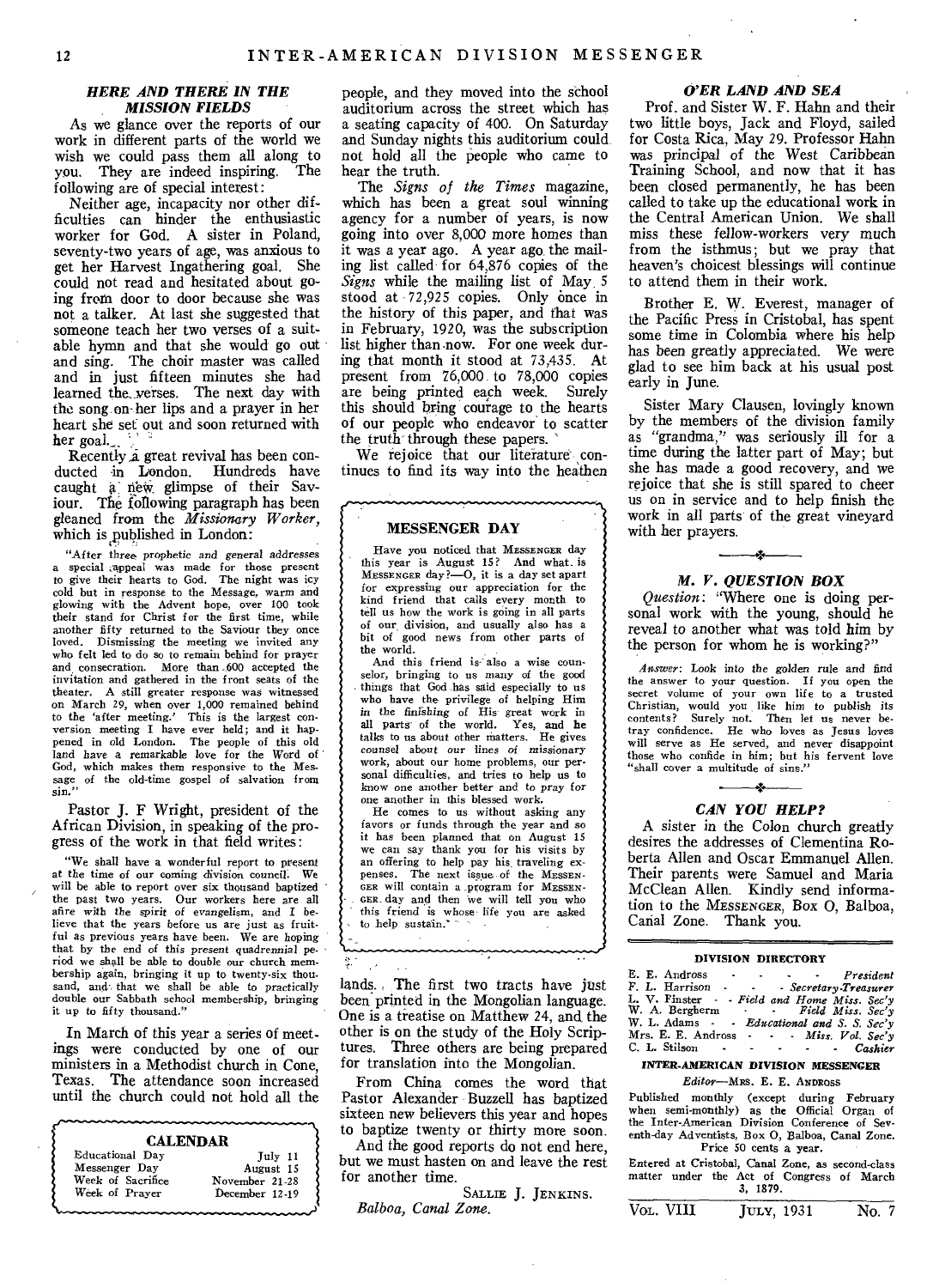### *HERE AND THERE IN THE MISSION FIELDS*

As we glance over the reports of our work in different parts of the world we wish we could pass them all along to you. They are indeed inspiring. The following are of special interest:

Neither age, incapacity nor other difficulties can hinder the enthusiastic worker for God. A sister in Poland, seventy-two years of age, was anxious to get her Harvest Ingathering goal. She could not read and hesitated about going from door to door because she was not a talker. At last she suggested that someone teach her two verses of a suitable hymn and that she would go out and sing. The choir master was called and in just fifteen minutes she had learned the verses. The next day with the song on her lips and a prayer in her heart she set out and soon returned with her goal.

Recently a great revival has been conducted in London. Hundreds have caught a new glimpse of their Saviour. The following paragraph has been gleaned from the *Missionary Worker*, which is published in London:

"After three prophetic and general addresses a special appeal was made for those present to give their hearts to God. The night was icy cold but in response to the Message, warm and glowing with the Advent hope, over 100 took their stand for Christ for the first time, while another fifty returned to the Saviour they once loved. Dismissing the meeting we invited any who felt led to do so to remain behind for prayer and consecration. More than 600 accepted the invitation and gathered in the front seats of the theater. A still greater response was witnessed on March 29, when over 1,000 remained behind to the 'after meeting.' This is the largest conversion meeting I have ever held; and it happened in old London. The people of this old land have a remarkable love for the Word of God, which makes them responsive to the Message of the old-time gospel of salvation from sin."

Pastor J. F Wright, president of the African Division, in speaking of the progress of the work in that field writes:

"We shall have a wonderful report to present at the time of our coming division council. We will be able to report over six thousand baptized the past two years. Our workers here are all afire with the spirit of evangelism, and I believe that the years before us are just as fruitful as previous years have been. We are hoping that by the end of this present quadrennial period we shall be able to double our church membership again, bringing it up to twenty-six thousand, and that we shall be able to practically double our Sabbath school membership, bringing it up to fifty thousand."

In March of this year a series of meetings were conducted by one of our ministers in a Methodist church in Cone, Texas. The attendance soon increased until the church could not hold all the people, and they moved into the school auditorium across the street which has a seating capacity of 400. On Saturday and Sunday nights this auditorium could not hold all the people who came to hear the truth.

The *Signs of the Times* magazine, which has been a great soul winning agency for a number of years, is now going into over 8,000 more homes than it was a year ago. A year ago the mailing list called for 64,876 copies of the *Signs* while the mailing list of May 5 stood at 72,925 copies. Only once in the history of this paper, and that was in February, 1920, was the subscription list higher than now. For one week during that month it stood at 73,435. At present from 76,000 to 78,000 copies are being printed each week. Surely this should bring courage to the hearts of our people who endeavor to scatter the truth through these papers.

We rejoice that our literature continues to find its way into the heathen lands. The first two tracts have just been printed in the Mongolian language. One is a treatise on Matthew 24, and the other is on the study of the Holy Scriptures. Three others are being prepared for translation into the Mongolian.

From China comes the word that Pastor Alexander Buzzell has baptized sixteen new believers this year and hopes to baptize twenty or thirty more soon.

And the good reports do not end here, but we must hasten on and leave the rest for another time.

SALLIE J. JENKINS.
*Balboa, Canal Zone.*

#### CALENDAR

| | |
|---|---|
| Educational Day | July 11 |
| Messenger Day | August 15 |
| Week of Sacrifice | November 21-28 |
| Week of Prayer | December 12-19 |

#### MESSENGER DAY

Have you noticed that MESSENGER day this year is August 15? And what is MESSENGER day?—O, it is a day set apart for expressing our appreciation for the kind friend that calls every month to tell us how the work is going in all parts of our division, and usually also has a bit of good news from other parts of the world.

And this friend is also a wise counselor, bringing to us many of the good things that God has said especially to us who have the privilege of helping Him in the finishing of His great work in all parts of the world. Yes, and he talks to us about other matters. He gives counsel about our lines of missionary work, about our home problems, our personal difficulties, and tries to help us to know one another better and to pray for one another in this blessed work.

He comes to us without asking any favors or funds through the year and so it has been planned that on August 15 we can say thank you for his visits by an offering to help pay his traveling expenses. The next issue of the MESSENGER will contain a program for MESSENGER day and then we will tell you who this friend is whose life you are asked to help sustain.

### *O'ER LAND AND SEA*

Prof. and Sister W. F. Hahn and their two little boys, Jack and Floyd, sailed for Costa Rica, May 29. Professor Hahn was principal of the West Caribbean Training School, and now that it has been closed permanently, he has been called to take up the educational work in the Central American Union. We shall miss these fellow-workers very much from the isthmus; but we pray that heaven's choicest blessings will continue to attend them in their work.

Brother E. W. Everest, manager of the Pacific Press in Cristobal, has spent some time in Colombia where his help has been greatly appreciated. We were glad to see him back at his usual post early in June.

Sister Mary Clausen, lovingly known by the members of the division family as "grandma," was seriously ill for a time during the latter part of May; but she has made a good recovery, and we rejoice that she is still spared to cheer us on in service and to help finish the work in all parts of the great vineyard with her prayers.

### *M. V. QUESTION BOX*

*Question*: "Where one is doing personal work with the young, should he reveal to another what was told him by the person for whom he is working?"

*Answer*: Look into the golden rule and find the answer to your question. If you open the secret volume of your own life to a trusted Christian, would you like him to publish its contents? Surely not. Then let us never betray confidence. He who loves as Jesus loves will serve as He served, and never disappoint those who confide in him; but his fervent love "shall cover a multitude of sins."

### *CAN YOU HELP?*

A sister in the Colon church greatly desires the addresses of Clementina Roberta Allen and Oscar Emmanuel Allen. Their parents were Samuel and Maria McClean Allen. Kindly send information to the MESSENGER, Box O, Balboa, Canal Zone. Thank you.

#### DIVISION DIRECTORY

| | |
|---|---|
| E. E. Andross | *President* |
| F. L. Harrison | *Secretary-Treasurer* |
| L. V. Finster | *Field and Home Miss. Sec'y* |
| W. A. Bergherm | *Field Miss. Sec'y* |
| W. L. Adams | *Educational and S. S. Sec'y* |
| Mrs. E. E. Andross | *Miss. Vol. Sec'y* |
| C. L. Stilson | *Cashier* |

#### INTER-AMERICAN DIVISION MESSENGER

*Editor*—MRS. E. E. ANDROSS

Published monthly (except during February when semi-monthly) as the Official Organ of the Inter-American Division Conference of Seventh-day Adventists, Box O, Balboa, Canal Zone. Price 50 cents a year.

Entered at Cristobal, Canal Zone, as second-class matter under the Act of Congress of March 3, 1879.

VOL. VIII JULY, 1931 No. 7